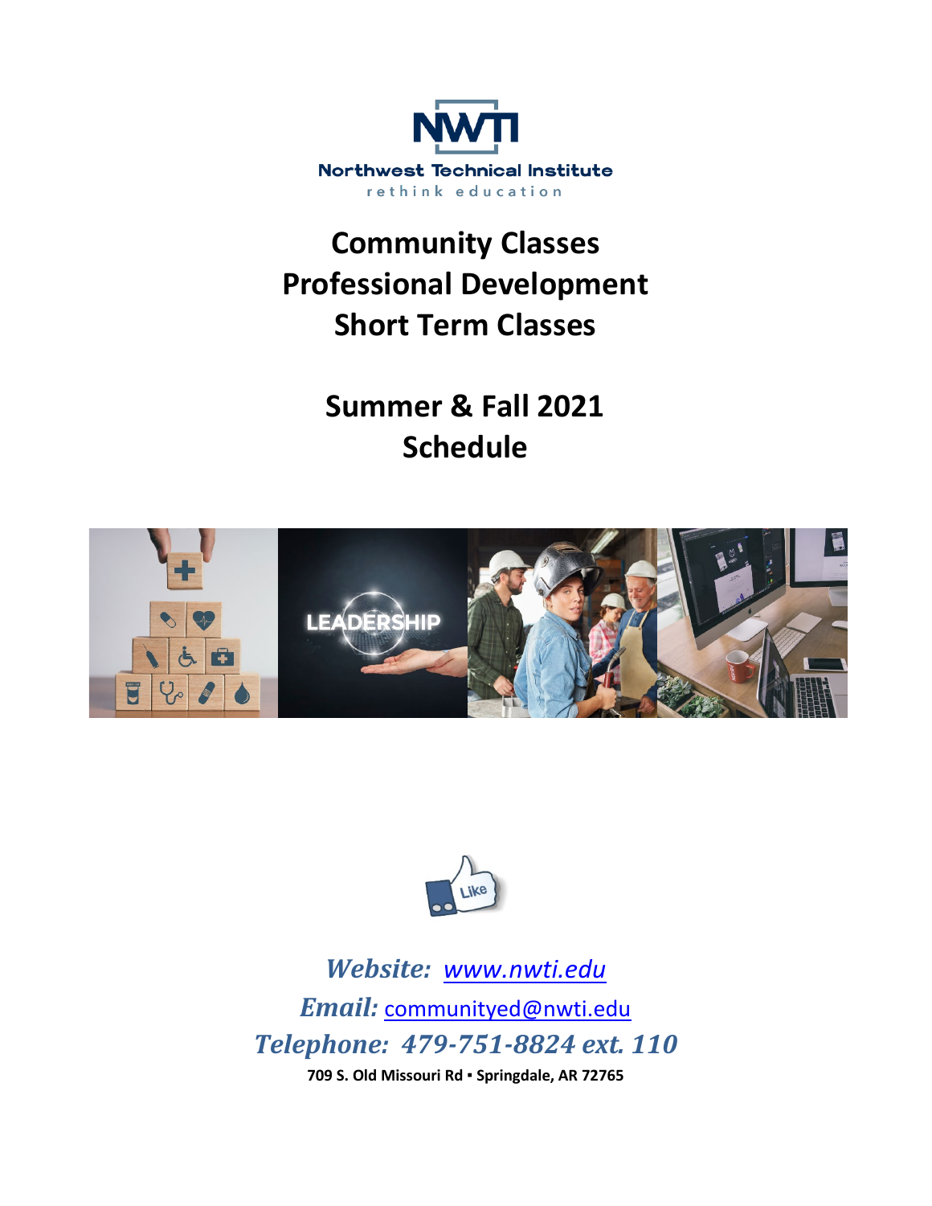NWTI

Northwest Technical Institute

rethink education

# Community Classes
# Professional Development
# Short Term Classes

# Summer & Fall 2021
# Schedule

***Website:*** [www.nwti.edu](http://www.nwti.edu)

***Email:*** communityed@nwti.edu

***Telephone: 479-751-8824 ext. 110***

**709 S. Old Missouri Rd ▪ Springdale, AR 72765**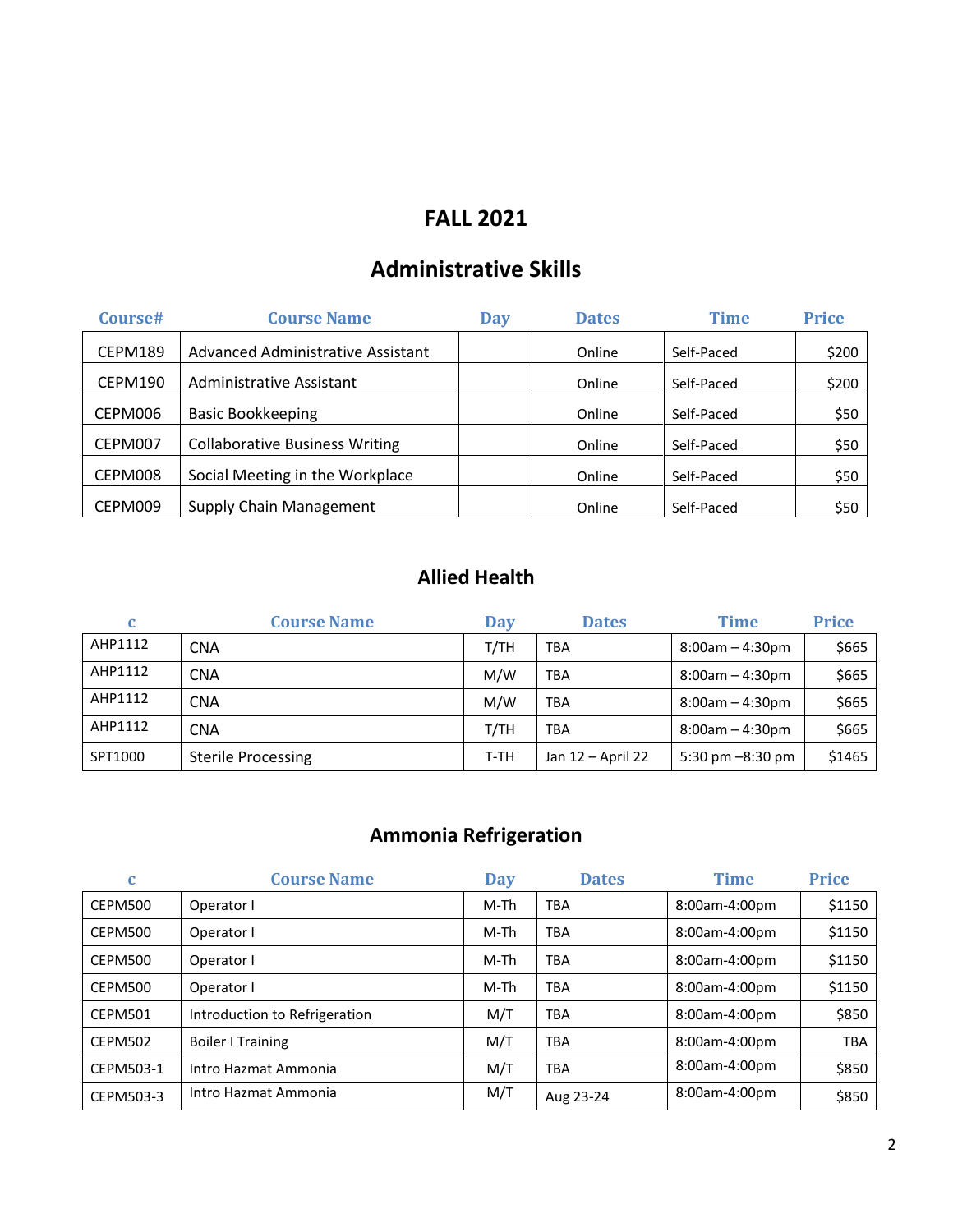# FALL 2021

## Administrative Skills

| Course# | Course Name | Day | Dates | Time | Price |
|---|---|---|---|---|---|
| CEPM189 | Advanced Administrative Assistant | | Online | Self-Paced | $200 |
| CEPM190 | Administrative Assistant | | Online | Self-Paced | $200 |
| CEPM006 | Basic Bookkeeping | | Online | Self-Paced | $50 |
| CEPM007 | Collaborative Business Writing | | Online | Self-Paced | $50 |
| CEPM008 | Social Meeting in the Workplace | | Online | Self-Paced | $50 |
| CEPM009 | Supply Chain Management | | Online | Self-Paced | $50 |

## Allied Health

| c | Course Name | Day | Dates | Time | Price |
|---|---|---|---|---|---|
| AHP1112 | CNA | T/TH | TBA | 8:00am – 4:30pm | $665 |
| AHP1112 | CNA | M/W | TBA | 8:00am – 4:30pm | $665 |
| AHP1112 | CNA | M/W | TBA | 8:00am – 4:30pm | $665 |
| AHP1112 | CNA | T/TH | TBA | 8:00am – 4:30pm | $665 |
| SPT1000 | Sterile Processing | T-TH | Jan 12 – April 22 | 5:30 pm –8:30 pm | $1465 |

## Ammonia Refrigeration

| c | Course Name | Day | Dates | Time | Price |
|---|---|---|---|---|---|
| CEPM500 | Operator I | M-Th | TBA | 8:00am-4:00pm | $1150 |
| CEPM500 | Operator I | M-Th | TBA | 8:00am-4:00pm | $1150 |
| CEPM500 | Operator I | M-Th | TBA | 8:00am-4:00pm | $1150 |
| CEPM500 | Operator I | M-Th | TBA | 8:00am-4:00pm | $1150 |
| CEPM501 | Introduction to Refrigeration | M/T | TBA | 8:00am-4:00pm | $850 |
| CEPM502 | Boiler I Training | M/T | TBA | 8:00am-4:00pm | TBA |
| CEPM503-1 | Intro Hazmat Ammonia | M/T | TBA | 8:00am-4:00pm | $850 |
| CEPM503-3 | Intro Hazmat Ammonia | M/T | Aug 23-24 | 8:00am-4:00pm | $850 |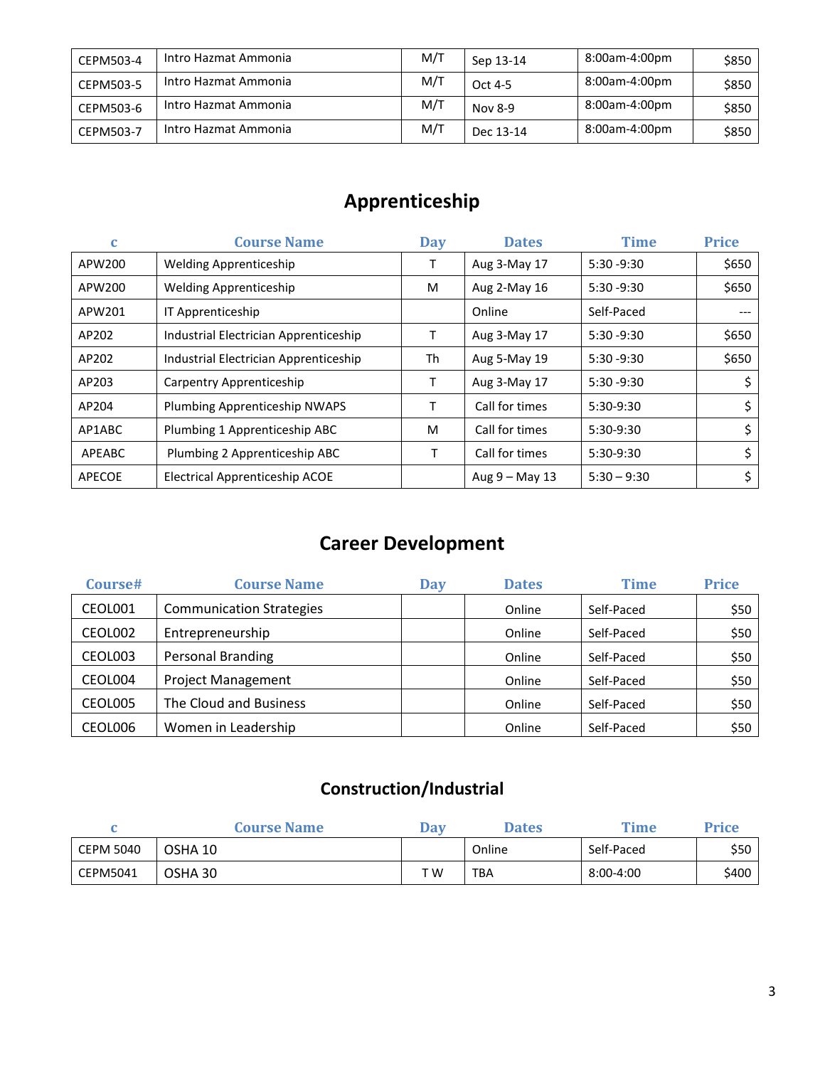| CEPM503-4 | Intro Hazmat Ammonia | M/T | Sep 13-14 | 8:00am-4:00pm | $850 |
|---|---|---|---|---|---|
| CEPM503-5 | Intro Hazmat Ammonia | M/T | Oct 4-5 | 8:00am-4:00pm | $850 |
| CEPM503-6 | Intro Hazmat Ammonia | M/T | Nov 8-9 | 8:00am-4:00pm | $850 |
| CEPM503-7 | Intro Hazmat Ammonia | M/T | Dec 13-14 | 8:00am-4:00pm | $850 |

## Apprenticeship

| c | Course Name | Day | Dates | Time | Price |
|---|---|---|---|---|---|
| APW200 | Welding Apprenticeship | T | Aug 3-May 17 | 5:30 -9:30 | $650 |
| APW200 | Welding Apprenticeship | M | Aug 2-May 16 | 5:30 -9:30 | $650 |
| APW201 | IT Apprenticeship | | Online | Self-Paced | --- |
| AP202 | Industrial Electrician Apprenticeship | T | Aug 3-May 17 | 5:30 -9:30 | $650 |
| AP202 | Industrial Electrician Apprenticeship | Th | Aug 5-May 19 | 5:30 -9:30 | $650 |
| AP203 | Carpentry Apprenticeship | T | Aug 3-May 17 | 5:30 -9:30 | $ |
| AP204 | Plumbing Apprenticeship NWAPS | T | Call for times | 5:30-9:30 | $ |
| AP1ABC | Plumbing 1 Apprenticeship ABC | M | Call for times | 5:30-9:30 | $ |
| APEABC | Plumbing 2 Apprenticeship ABC | T | Call for times | 5:30-9:30 | $ |
| APECOE | Electrical Apprenticeship ACOE | | Aug 9 – May 13 | 5:30 – 9:30 | $ |

## Career Development

| Course# | Course Name | Day | Dates | Time | Price |
|---|---|---|---|---|---|
| CEOL001 | Communication Strategies | | Online | Self-Paced | $50 |
| CEOL002 | Entrepreneurship | | Online | Self-Paced | $50 |
| CEOL003 | Personal Branding | | Online | Self-Paced | $50 |
| CEOL004 | Project Management | | Online | Self-Paced | $50 |
| CEOL005 | The Cloud and Business | | Online | Self-Paced | $50 |
| CEOL006 | Women in Leadership | | Online | Self-Paced | $50 |

## Construction/Industrial

| c | Course Name | Day | Dates | Time | Price |
|---|---|---|---|---|---|
| CEPM 5040 | OSHA 10 | | Online | Self-Paced | $50 |
| CEPM5041 | OSHA 30 | T W | TBA | 8:00-4:00 | $400 |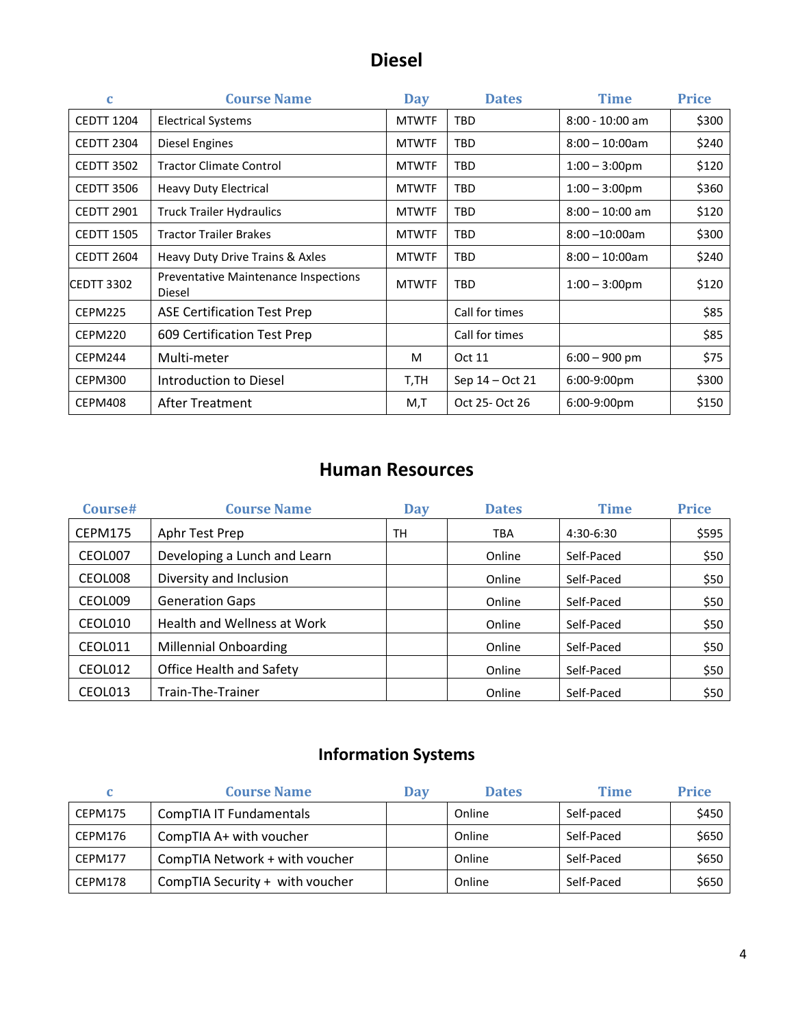## Diesel

| c | Course Name | Day | Dates | Time | Price |
|---|---|---|---|---|---|
| CEDTT 1204 | Electrical Systems | MTWTF | TBD | 8:00 - 10:00 am | $300 |
| CEDTT 2304 | Diesel Engines | MTWTF | TBD | 8:00 – 10:00am | $240 |
| CEDTT 3502 | Tractor Climate Control | MTWTF | TBD | 1:00 – 3:00pm | $120 |
| CEDTT 3506 | Heavy Duty Electrical | MTWTF | TBD | 1:00 – 3:00pm | $360 |
| CEDTT 2901 | Truck Trailer Hydraulics | MTWTF | TBD | 8:00 – 10:00 am | $120 |
| CEDTT 1505 | Tractor Trailer Brakes | MTWTF | TBD | 8:00 –10:00am | $300 |
| CEDTT 2604 | Heavy Duty Drive Trains & Axles | MTWTF | TBD | 8:00 – 10:00am | $240 |
| CEDTT 3302 | Preventative Maintenance Inspections Diesel | MTWTF | TBD | 1:00 – 3:00pm | $120 |
| CEPM225 | ASE Certification Test Prep | | Call for times | | $85 |
| CEPM220 | 609 Certification Test Prep | | Call for times | | $85 |
| CEPM244 | Multi-meter | M | Oct 11 | 6:00 – 900 pm | $75 |
| CEPM300 | Introduction to Diesel | T,TH | Sep 14 – Oct 21 | 6:00-9:00pm | $300 |
| CEPM408 | After Treatment | M,T | Oct 25- Oct 26 | 6:00-9:00pm | $150 |

## Human Resources

| Course# | Course Name | Day | Dates | Time | Price |
|---|---|---|---|---|---|
| CEPM175 | Aphr Test Prep | TH | TBA | 4:30-6:30 | $595 |
| CEOL007 | Developing a Lunch and Learn | | Online | Self-Paced | $50 |
| CEOL008 | Diversity and Inclusion | | Online | Self-Paced | $50 |
| CEOL009 | Generation Gaps | | Online | Self-Paced | $50 |
| CEOL010 | Health and Wellness at Work | | Online | Self-Paced | $50 |
| CEOL011 | Millennial Onboarding | | Online | Self-Paced | $50 |
| CEOL012 | Office Health and Safety | | Online | Self-Paced | $50 |
| CEOL013 | Train-The-Trainer | | Online | Self-Paced | $50 |

## Information Systems

| c | Course Name | Day | Dates | Time | Price |
|---|---|---|---|---|---|
| CEPM175 | CompTIA IT Fundamentals | | Online | Self-paced | $450 |
| CEPM176 | CompTIA A+ with voucher | | Online | Self-Paced | $650 |
| CEPM177 | CompTIA Network + with voucher | | Online | Self-Paced | $650 |
| CEPM178 | CompTIA Security + with voucher | | Online | Self-Paced | $650 |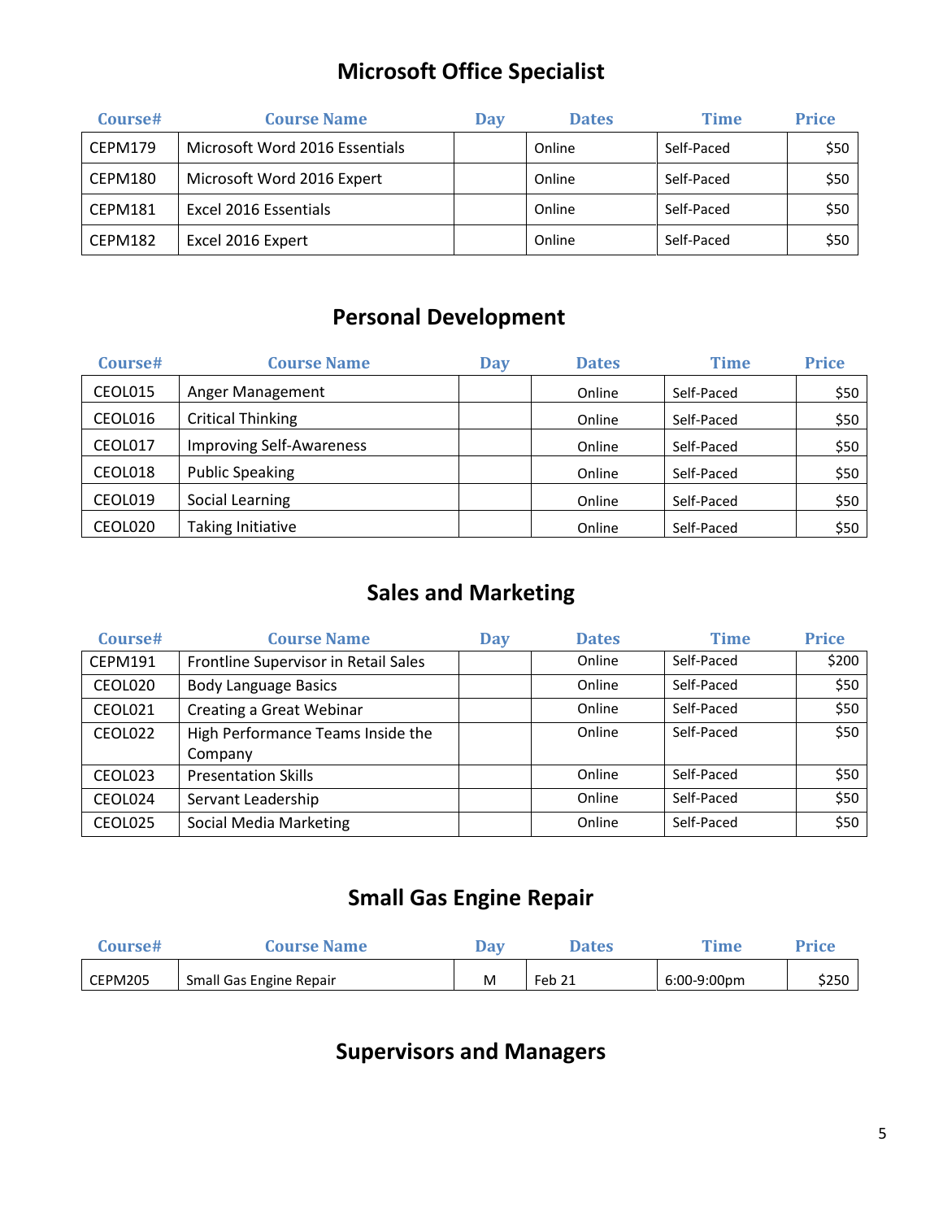## Microsoft Office Specialist

| Course# | Course Name | Day | Dates | Time | Price |
|---|---|---|---|---|---|
| CEPM179 | Microsoft Word 2016 Essentials | | Online | Self-Paced | $50 |
| CEPM180 | Microsoft Word 2016 Expert | | Online | Self-Paced | $50 |
| CEPM181 | Excel 2016 Essentials | | Online | Self-Paced | $50 |
| CEPM182 | Excel 2016 Expert | | Online | Self-Paced | $50 |

## Personal Development

| Course# | Course Name | Day | Dates | Time | Price |
|---|---|---|---|---|---|
| CEOL015 | Anger Management | | Online | Self-Paced | $50 |
| CEOL016 | Critical Thinking | | Online | Self-Paced | $50 |
| CEOL017 | Improving Self-Awareness | | Online | Self-Paced | $50 |
| CEOL018 | Public Speaking | | Online | Self-Paced | $50 |
| CEOL019 | Social Learning | | Online | Self-Paced | $50 |
| CEOL020 | Taking Initiative | | Online | Self-Paced | $50 |

## Sales and Marketing

| Course# | Course Name | Day | Dates | Time | Price |
|---|---|---|---|---|---|
| CEPM191 | Frontline Supervisor in Retail Sales | | Online | Self-Paced | $200 |
| CEOL020 | Body Language Basics | | Online | Self-Paced | $50 |
| CEOL021 | Creating a Great Webinar | | Online | Self-Paced | $50 |
| CEOL022 | High Performance Teams Inside the Company | | Online | Self-Paced | $50 |
| CEOL023 | Presentation Skills | | Online | Self-Paced | $50 |
| CEOL024 | Servant Leadership | | Online | Self-Paced | $50 |
| CEOL025 | Social Media Marketing | | Online | Self-Paced | $50 |

## Small Gas Engine Repair

| Course# | Course Name | Day | Dates | Time | Price |
|---|---|---|---|---|---|
| CEPM205 | Small Gas Engine Repair | M | Feb 21 | 6:00-9:00pm | $250 |

## Supervisors and Managers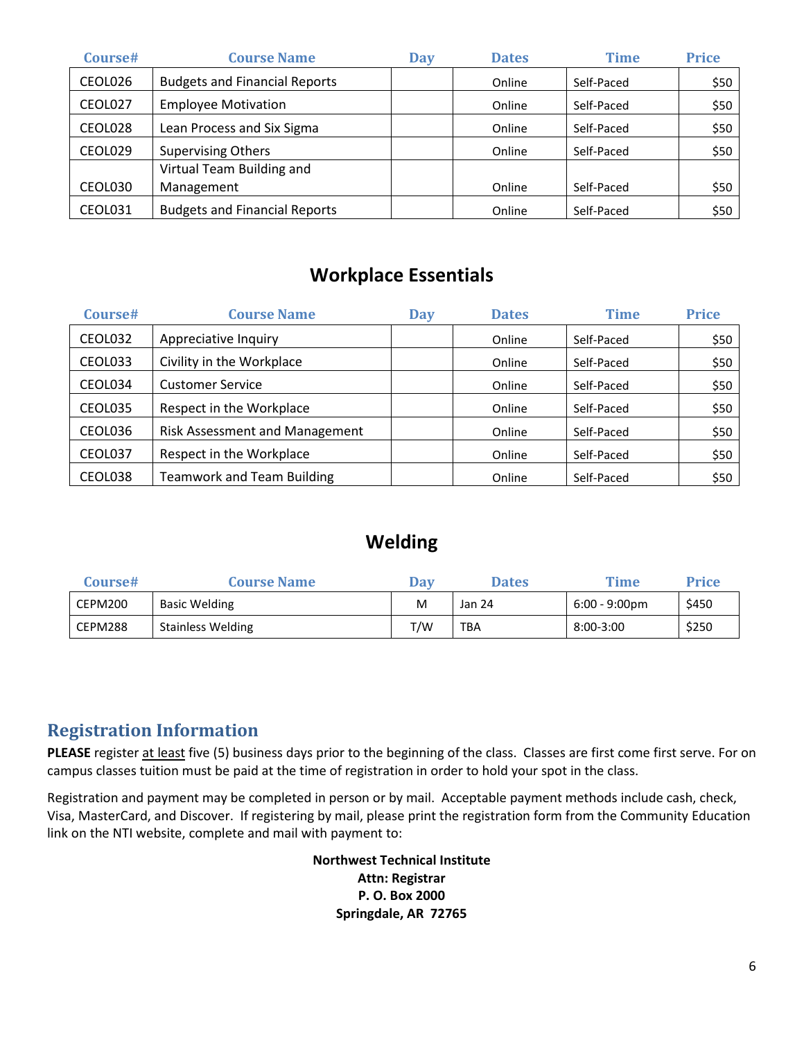| Course# | Course Name | Day | Dates | Time | Price |
|---|---|---|---|---|---|
| CEOL026 | Budgets and Financial Reports | | Online | Self-Paced | $50 |
| CEOL027 | Employee Motivation | | Online | Self-Paced | $50 |
| CEOL028 | Lean Process and Six Sigma | | Online | Self-Paced | $50 |
| CEOL029 | Supervising Others | | Online | Self-Paced | $50 |
| CEOL030 | Virtual Team Building and Management | | Online | Self-Paced | $50 |
| CEOL031 | Budgets and Financial Reports | | Online | Self-Paced | $50 |

## Workplace Essentials

| Course# | Course Name | Day | Dates | Time | Price |
|---|---|---|---|---|---|
| CEOL032 | Appreciative Inquiry | | Online | Self-Paced | $50 |
| CEOL033 | Civility in the Workplace | | Online | Self-Paced | $50 |
| CEOL034 | Customer Service | | Online | Self-Paced | $50 |
| CEOL035 | Respect in the Workplace | | Online | Self-Paced | $50 |
| CEOL036 | Risk Assessment and Management | | Online | Self-Paced | $50 |
| CEOL037 | Respect in the Workplace | | Online | Self-Paced | $50 |
| CEOL038 | Teamwork and Team Building | | Online | Self-Paced | $50 |

## Welding

| Course# | Course Name | Day | Dates | Time | Price |
|---|---|---|---|---|---|
| CEPM200 | Basic Welding | M | Jan 24 | 6:00 - 9:00pm | $450 |
| CEPM288 | Stainless Welding | T/W | TBA | 8:00-3:00 | $250 |

## Registration Information

**PLEASE** register at least five (5) business days prior to the beginning of the class. Classes are first come first serve. For on campus classes tuition must be paid at the time of registration in order to hold your spot in the class.

Registration and payment may be completed in person or by mail. Acceptable payment methods include cash, check, Visa, MasterCard, and Discover. If registering by mail, please print the registration form from the Community Education link on the NTI website, complete and mail with payment to:

**Northwest Technical Institute**
**Attn: Registrar**
**P. O. Box 2000**
**Springdale, AR 72765**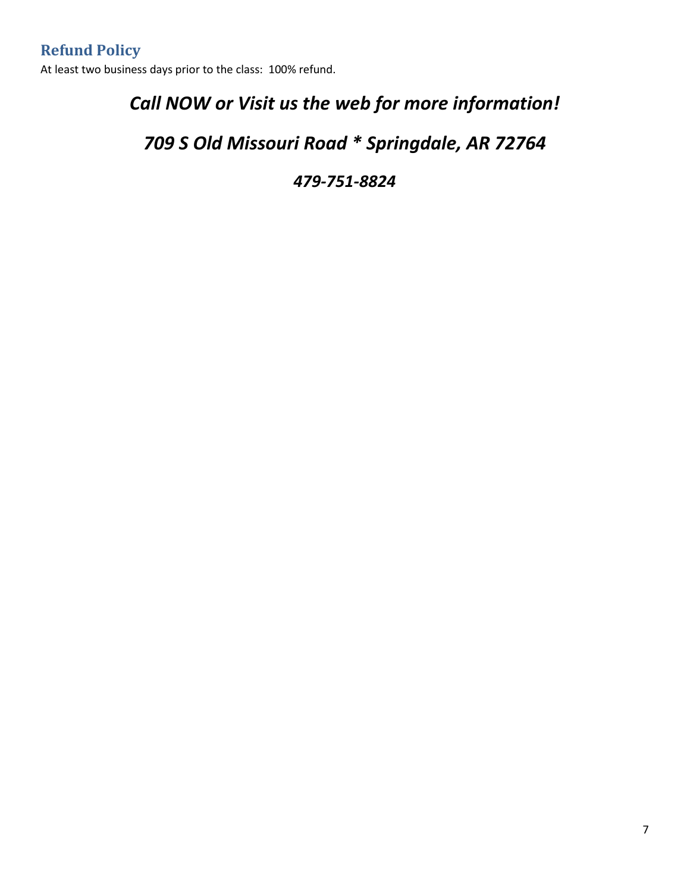## Refund Policy

At least two business days prior to the class: 100% refund.

***Call NOW or Visit us the web for more information!***

***709 S Old Missouri Road * Springdale, AR 72764***

***479-751-8824***